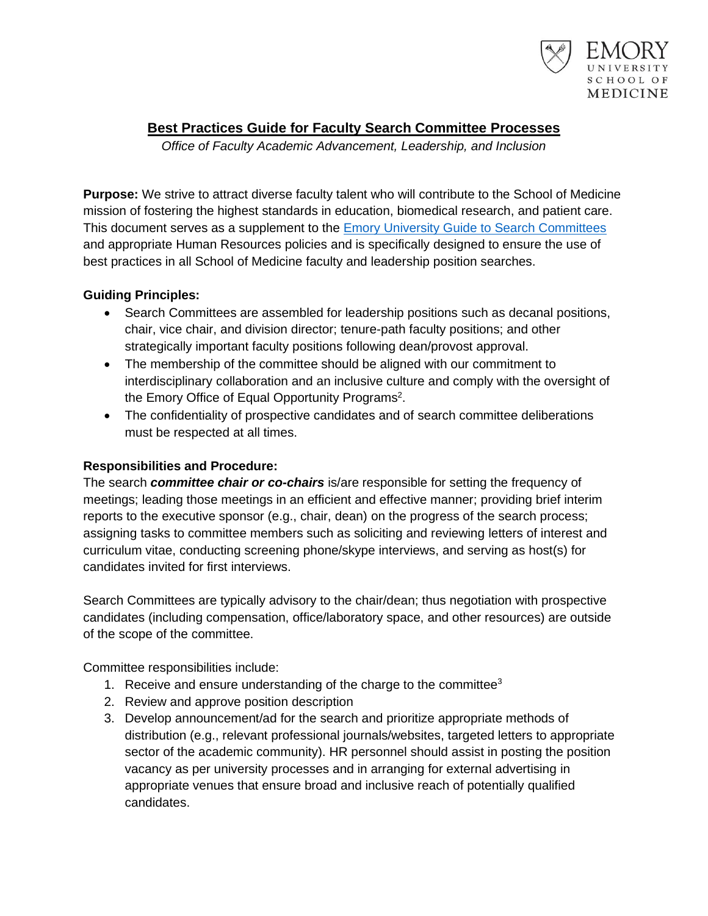# Best Practices Guide for Faculty Search Committee Processes

*Office of Faculty Academic Advancement, Leadership, and Inclusion*

**Purpose:** We strive to attract diverse faculty talent who will contribute to the School of Medicine mission of fostering the highest standards in education, biomedical research, and patient care. This document serves as a supplement to the Emory University Guide to Search Committees and appropriate Human Resources policies and is specifically designed to ensure the use of best practices in all School of Medicine faculty and leadership position searches.

**Guiding Principles:**

- Search Committees are assembled for leadership positions such as decanal positions, chair, vice chair, and division director; tenure-path faculty positions; and other strategically important faculty positions following dean/provost approval.
- The membership of the committee should be aligned with our commitment to interdisciplinary collaboration and an inclusive culture and comply with the oversight of the Emory Office of Equal Opportunity Programs[2].
- The confidentiality of prospective candidates and of search committee deliberations must be respected at all times.

**Responsibilities and Procedure:**

The search ***committee chair or co-chairs*** is/are responsible for setting the frequency of meetings; leading those meetings in an efficient and effective manner; providing brief interim reports to the executive sponsor (e.g., chair, dean) on the progress of the search process; assigning tasks to committee members such as soliciting and reviewing letters of interest and curriculum vitae, conducting screening phone/skype interviews, and serving as host(s) for candidates invited for first interviews.

Search Committees are typically advisory to the chair/dean; thus negotiation with prospective candidates (including compensation, office/laboratory space, and other resources) are outside of the scope of the committee.

Committee responsibilities include:

1. Receive and ensure understanding of the charge to the committee[3]
2. Review and approve position description
3. Develop announcement/ad for the search and prioritize appropriate methods of distribution (e.g., relevant professional journals/websites, targeted letters to appropriate sector of the academic community). HR personnel should assist in posting the position vacancy as per university processes and in arranging for external advertising in appropriate venues that ensure broad and inclusive reach of potentially qualified candidates.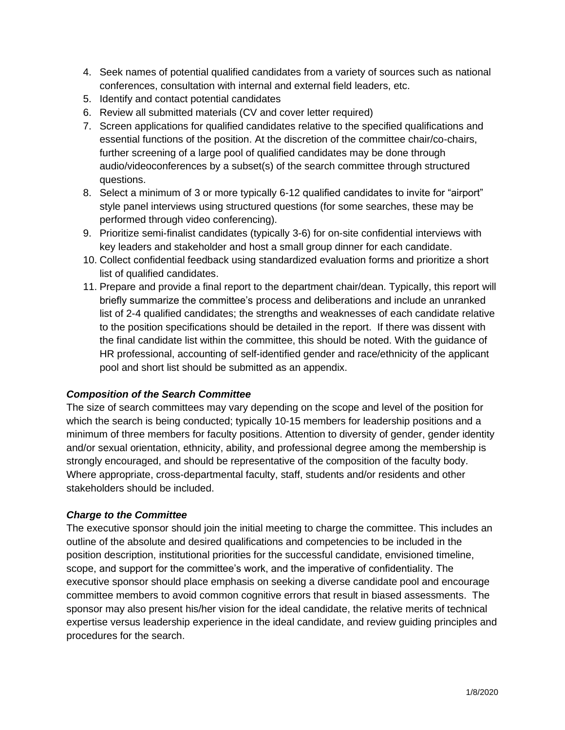4. Seek names of potential qualified candidates from a variety of sources such as national conferences, consultation with internal and external field leaders, etc.
5. Identify and contact potential candidates
6. Review all submitted materials (CV and cover letter required)
7. Screen applications for qualified candidates relative to the specified qualifications and essential functions of the position. At the discretion of the committee chair/co-chairs, further screening of a large pool of qualified candidates may be done through audio/videoconferences by a subset(s) of the search committee through structured questions.
8. Select a minimum of 3 or more typically 6-12 qualified candidates to invite for "airport" style panel interviews using structured questions (for some searches, these may be performed through video conferencing).
9. Prioritize semi-finalist candidates (typically 3-6) for on-site confidential interviews with key leaders and stakeholder and host a small group dinner for each candidate.
10. Collect confidential feedback using standardized evaluation forms and prioritize a short list of qualified candidates.
11. Prepare and provide a final report to the department chair/dean. Typically, this report will briefly summarize the committee's process and deliberations and include an unranked list of 2-4 qualified candidates; the strengths and weaknesses of each candidate relative to the position specifications should be detailed in the report. If there was dissent with the final candidate list within the committee, this should be noted. With the guidance of HR professional, accounting of self-identified gender and race/ethnicity of the applicant pool and short list should be submitted as an appendix.

***Composition of the Search Committee***

The size of search committees may vary depending on the scope and level of the position for which the search is being conducted; typically 10-15 members for leadership positions and a minimum of three members for faculty positions. Attention to diversity of gender, gender identity and/or sexual orientation, ethnicity, ability, and professional degree among the membership is strongly encouraged, and should be representative of the composition of the faculty body. Where appropriate, cross-departmental faculty, staff, students and/or residents and other stakeholders should be included.

***Charge to the Committee***

The executive sponsor should join the initial meeting to charge the committee. This includes an outline of the absolute and desired qualifications and competencies to be included in the position description, institutional priorities for the successful candidate, envisioned timeline, scope, and support for the committee's work, and the imperative of confidentiality. The executive sponsor should place emphasis on seeking a diverse candidate pool and encourage committee members to avoid common cognitive errors that result in biased assessments. The sponsor may also present his/her vision for the ideal candidate, the relative merits of technical expertise versus leadership experience in the ideal candidate, and review guiding principles and procedures for the search.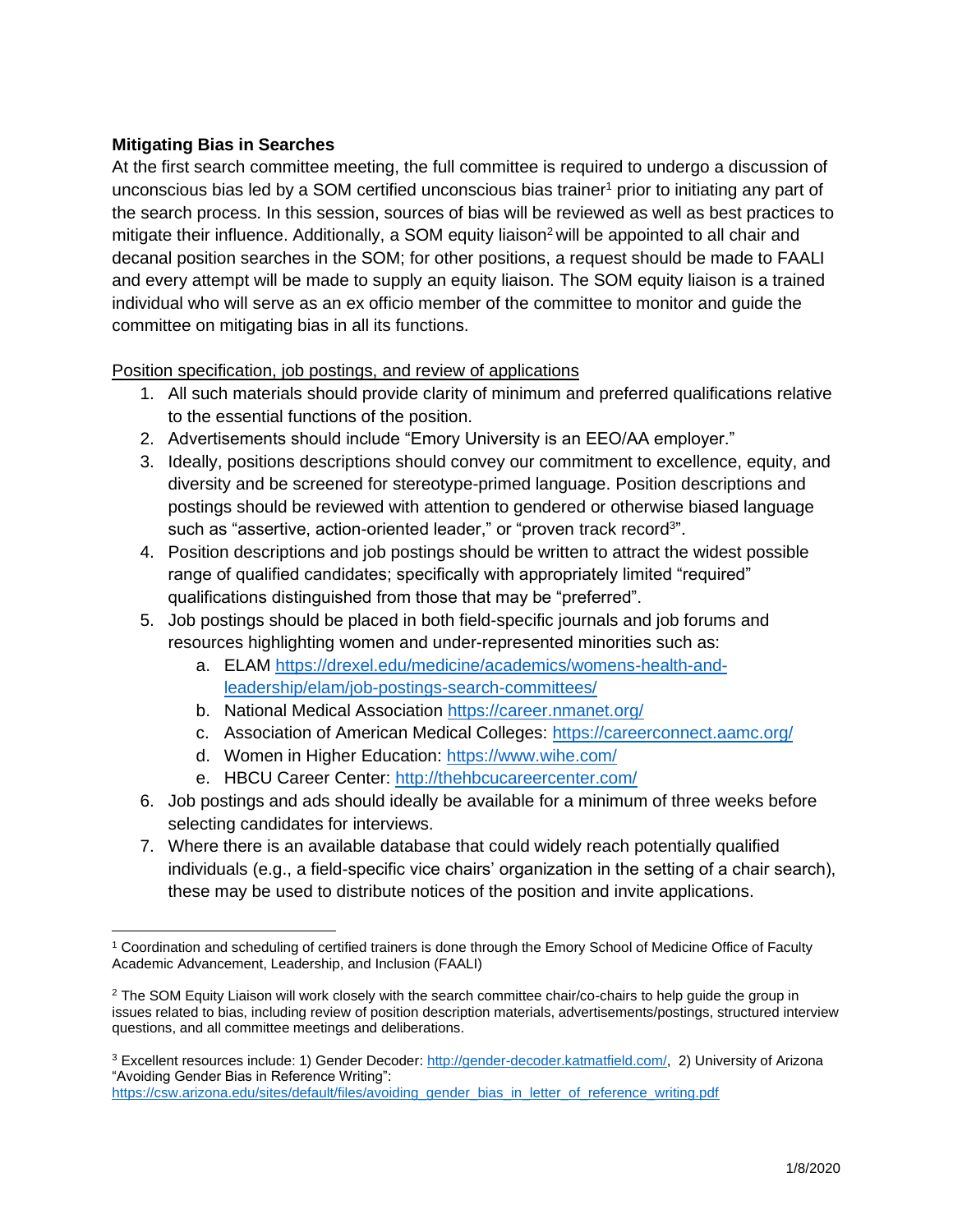**Mitigating Bias in Searches**

At the first search committee meeting, the full committee is required to undergo a discussion of unconscious bias led by a SOM certified unconscious bias trainer[1] prior to initiating any part of the search process. In this session, sources of bias will be reviewed as well as best practices to mitigate their influence. Additionally, a SOM equity liaison[2] will be appointed to all chair and decanal position searches in the SOM; for other positions, a request should be made to FAALI and every attempt will be made to supply an equity liaison. The SOM equity liaison is a trained individual who will serve as an ex officio member of the committee to monitor and guide the committee on mitigating bias in all its functions.

Position specification, job postings, and review of applications

1. All such materials should provide clarity of minimum and preferred qualifications relative to the essential functions of the position.
2. Advertisements should include "Emory University is an EEO/AA employer."
3. Ideally, positions descriptions should convey our commitment to excellence, equity, and diversity and be screened for stereotype-primed language. Position descriptions and postings should be reviewed with attention to gendered or otherwise biased language such as "assertive, action-oriented leader," or "proven track record[3]".
4. Position descriptions and job postings should be written to attract the widest possible range of qualified candidates; specifically with appropriately limited "required" qualifications distinguished from those that may be "preferred".
5. Job postings should be placed in both field-specific journals and job forums and resources highlighting women and under-represented minorities such as:
   a. ELAM https://drexel.edu/medicine/academics/womens-health-and-leadership/elam/job-postings-search-committees/
   b. National Medical Association https://career.nmanet.org/
   c. Association of American Medical Colleges: https://careerconnect.aamc.org/
   d. Women in Higher Education: https://www.wihe.com/
   e. HBCU Career Center: http://thehbcucareercenter.com/
6. Job postings and ads should ideally be available for a minimum of three weeks before selecting candidates for interviews.
7. Where there is an available database that could widely reach potentially qualified individuals (e.g., a field-specific vice chairs' organization in the setting of a chair search), these may be used to distribute notices of the position and invite applications.

---

[1] Coordination and scheduling of certified trainers is done through the Emory School of Medicine Office of Faculty Academic Advancement, Leadership, and Inclusion (FAALI)

[2] The SOM Equity Liaison will work closely with the search committee chair/co-chairs to help guide the group in issues related to bias, including review of position description materials, advertisements/postings, structured interview questions, and all committee meetings and deliberations.

[3] Excellent resources include: 1) Gender Decoder: http://gender-decoder.katmatfield.com/, 2) University of Arizona "Avoiding Gender Bias in Reference Writing": https://csw.arizona.edu/sites/default/files/avoiding_gender_bias_in_letter_of_reference_writing.pdf

1/8/2020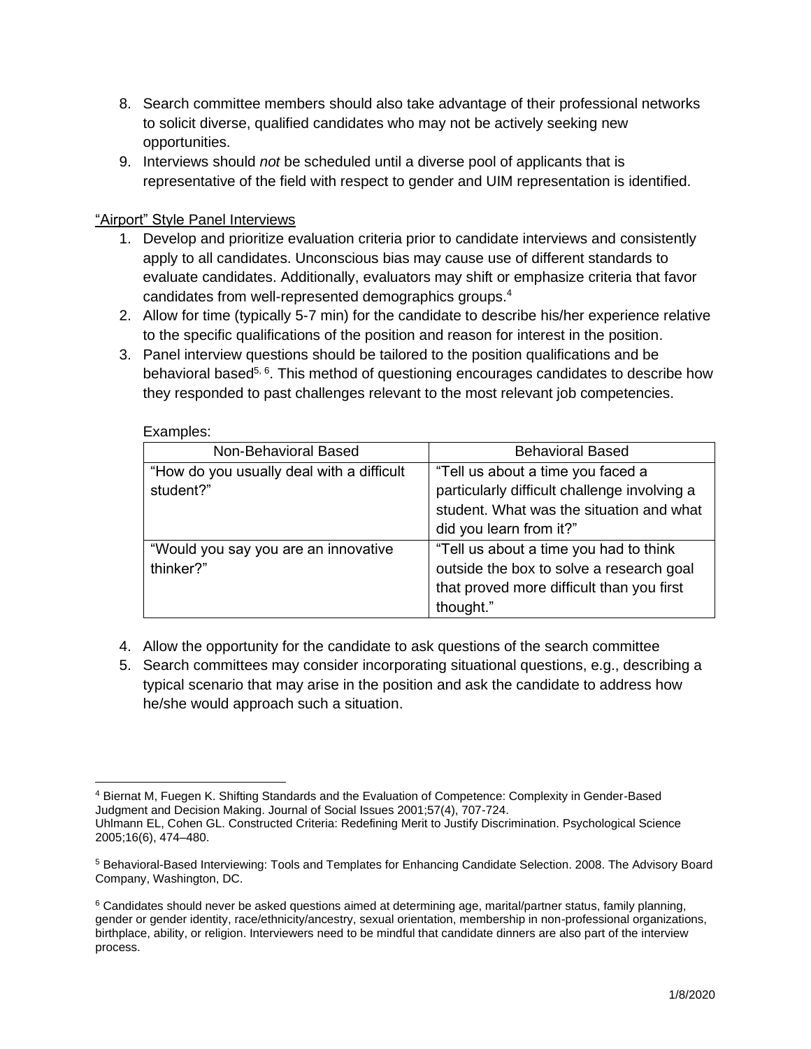8. Search committee members should also take advantage of their professional networks to solicit diverse, qualified candidates who may not be actively seeking new opportunities.
9. Interviews should *not* be scheduled until a diverse pool of applicants that is representative of the field with respect to gender and UIM representation is identified.

"Airport" Style Panel Interviews

1. Develop and prioritize evaluation criteria prior to candidate interviews and consistently apply to all candidates. Unconscious bias may cause use of different standards to evaluate candidates. Additionally, evaluators may shift or emphasize criteria that favor candidates from well-represented demographics groups.[4]
2. Allow for time (typically 5-7 min) for the candidate to describe his/her experience relative to the specific qualifications of the position and reason for interest in the position.
3. Panel interview questions should be tailored to the position qualifications and be behavioral based[5, 6]. This method of questioning encourages candidates to describe how they responded to past challenges relevant to the most relevant job competencies.

   Examples:

| Non-Behavioral Based | Behavioral Based |
| --- | --- |
| "How do you usually deal with a difficult student?" | "Tell us about a time you faced a particularly difficult challenge involving a student. What was the situation and what did you learn from it?" |
| "Would you say you are an innovative thinker?" | "Tell us about a time you had to think outside the box to solve a research goal that proved more difficult than you first thought." |

4. Allow the opportunity for the candidate to ask questions of the search committee
5. Search committees may consider incorporating situational questions, e.g., describing a typical scenario that may arise in the position and ask the candidate to address how he/she would approach such a situation.

---

[4] Biernat M, Fuegen K. Shifting Standards and the Evaluation of Competence: Complexity in Gender-Based Judgment and Decision Making. Journal of Social Issues 2001;57(4), 707-724.
Uhlmann EL, Cohen GL. Constructed Criteria: Redefining Merit to Justify Discrimination. Psychological Science 2005;16(6), 474–480.

[5] Behavioral-Based Interviewing: Tools and Templates for Enhancing Candidate Selection. 2008. The Advisory Board Company, Washington, DC.

[6] Candidates should never be asked questions aimed at determining age, marital/partner status, family planning, gender or gender identity, race/ethnicity/ancestry, sexual orientation, membership in non-professional organizations, birthplace, ability, or religion. Interviewers need to be mindful that candidate dinners are also part of the interview process.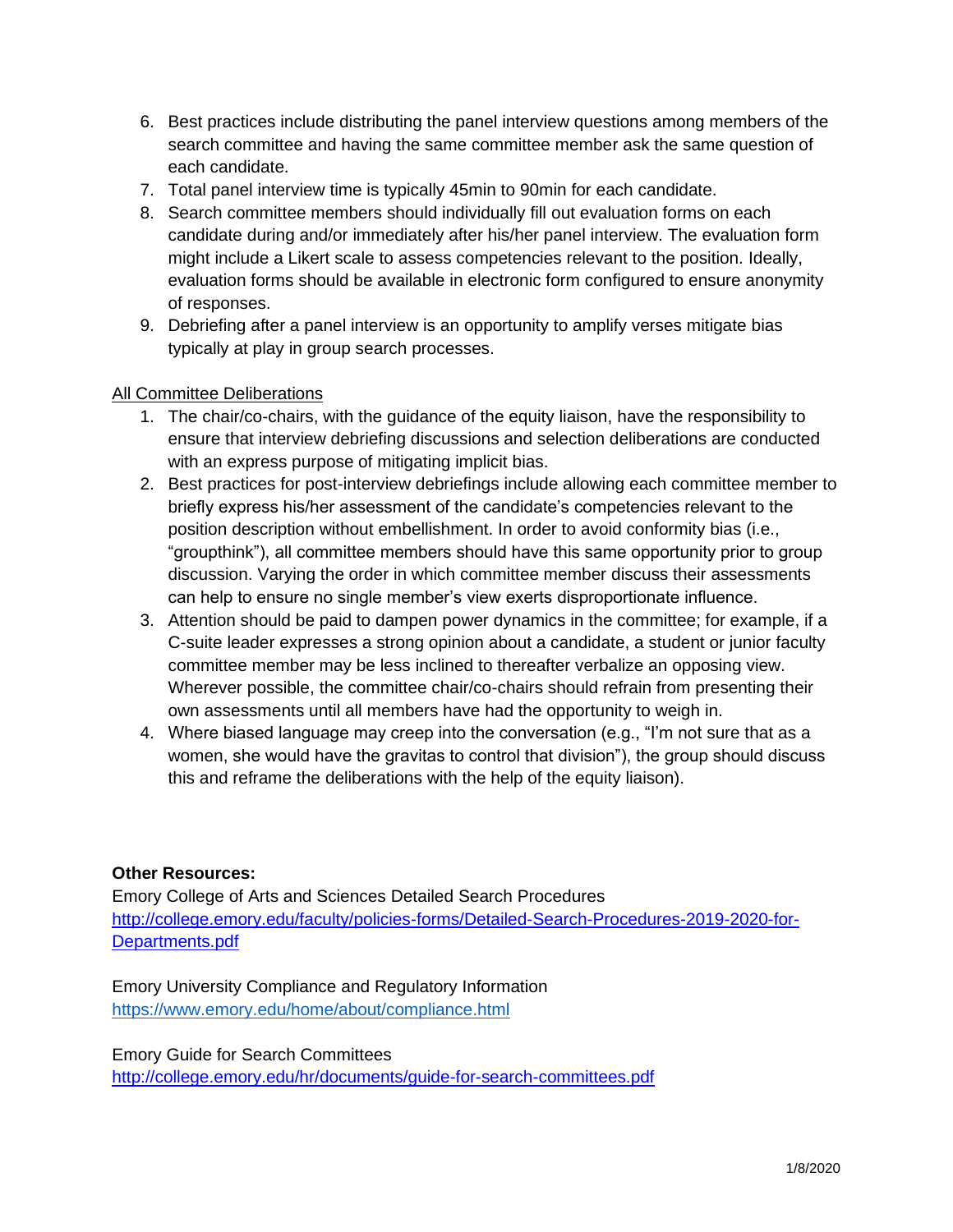6. Best practices include distributing the panel interview questions among members of the search committee and having the same committee member ask the same question of each candidate.
7. Total panel interview time is typically 45min to 90min for each candidate.
8. Search committee members should individually fill out evaluation forms on each candidate during and/or immediately after his/her panel interview. The evaluation form might include a Likert scale to assess competencies relevant to the position. Ideally, evaluation forms should be available in electronic form configured to ensure anonymity of responses.
9. Debriefing after a panel interview is an opportunity to amplify verses mitigate bias typically at play in group search processes.

<u>All Committee Deliberations</u>

1. The chair/co-chairs, with the guidance of the equity liaison, have the responsibility to ensure that interview debriefing discussions and selection deliberations are conducted with an express purpose of mitigating implicit bias.
2. Best practices for post-interview debriefings include allowing each committee member to briefly express his/her assessment of the candidate's competencies relevant to the position description without embellishment. In order to avoid conformity bias (i.e., "groupthink"), all committee members should have this same opportunity prior to group discussion. Varying the order in which committee member discuss their assessments can help to ensure no single member's view exerts disproportionate influence.
3. Attention should be paid to dampen power dynamics in the committee; for example, if a C-suite leader expresses a strong opinion about a candidate, a student or junior faculty committee member may be less inclined to thereafter verbalize an opposing view. Wherever possible, the committee chair/co-chairs should refrain from presenting their own assessments until all members have had the opportunity to weigh in.
4. Where biased language may creep into the conversation (e.g., "I'm not sure that as a women, she would have the gravitas to control that division"), the group should discuss this and reframe the deliberations with the help of the equity liaison).

**Other Resources:**

Emory College of Arts and Sciences Detailed Search Procedures
http://college.emory.edu/faculty/policies-forms/Detailed-Search-Procedures-2019-2020-for-Departments.pdf

Emory University Compliance and Regulatory Information
https://www.emory.edu/home/about/compliance.html

Emory Guide for Search Committees
http://college.emory.edu/hr/documents/guide-for-search-committees.pdf

1/8/2020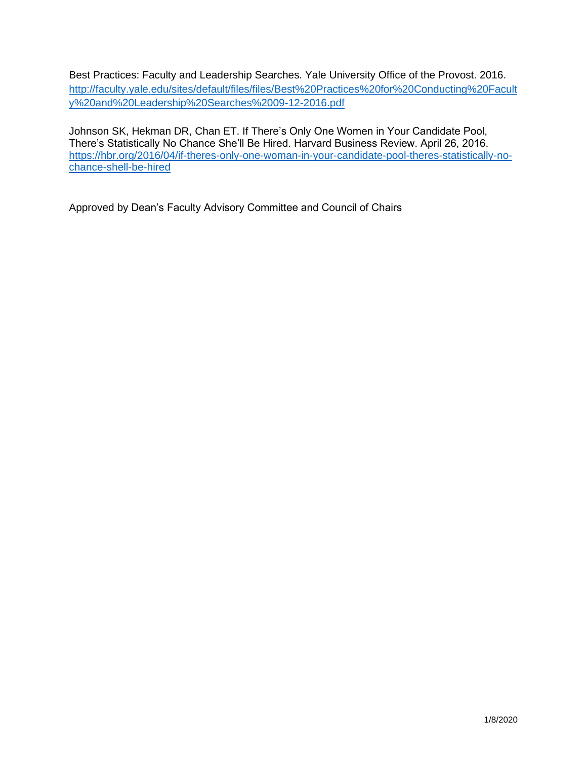Best Practices: Faculty and Leadership Searches. Yale University Office of the Provost. 2016. http://faculty.yale.edu/sites/default/files/files/Best%20Practices%20for%20Conducting%20Faculty%20and%20Leadership%20Searches%2009-12-2016.pdf

Johnson SK, Hekman DR, Chan ET. If There's Only One Women in Your Candidate Pool, There's Statistically No Chance She'll Be Hired. Harvard Business Review. April 26, 2016. https://hbr.org/2016/04/if-theres-only-one-woman-in-your-candidate-pool-theres-statistically-no-chance-shell-be-hired

Approved by Dean's Faculty Advisory Committee and Council of Chairs

1/8/2020